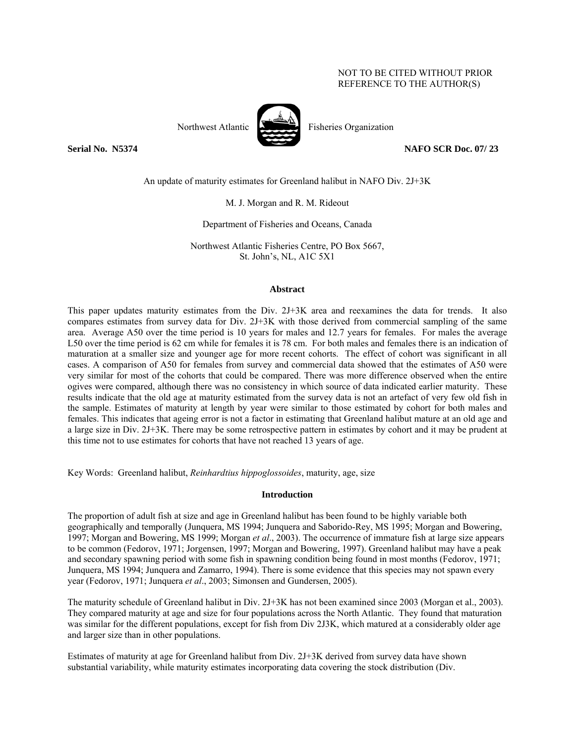NOT TO BE CITED WITHOUT PRIOR
REFERENCE TO THE AUTHOR(S)

Northwest Atlantic Fisheries Organization

**Serial No. N5374** **NAFO SCR Doc. 07/ 23**

An update of maturity estimates for Greenland halibut in NAFO Div. 2J+3K

M. J. Morgan and R. M. Rideout

Department of Fisheries and Oceans, Canada

Northwest Atlantic Fisheries Centre, PO Box 5667,
St. John's, NL, A1C 5X1

## Abstract

This paper updates maturity estimates from the Div. 2J+3K area and reexamines the data for trends. It also compares estimates from survey data for Div. 2J+3K with those derived from commercial sampling of the same area. Average A50 over the time period is 10 years for males and 12.7 years for females. For males the average L50 over the time period is 62 cm while for females it is 78 cm. For both males and females there is an indication of maturation at a smaller size and younger age for more recent cohorts. The effect of cohort was significant in all cases. A comparison of A50 for females from survey and commercial data showed that the estimates of A50 were very similar for most of the cohorts that could be compared. There was more difference observed when the entire ogives were compared, although there was no consistency in which source of data indicated earlier maturity. These results indicate that the old age at maturity estimated from the survey data is not an artefact of very few old fish in the sample. Estimates of maturity at length by year were similar to those estimated by cohort for both males and females. This indicates that ageing error is not a factor in estimating that Greenland halibut mature at an old age and a large size in Div. 2J+3K. There may be some retrospective pattern in estimates by cohort and it may be prudent at this time not to use estimates for cohorts that have not reached 13 years of age.

Key Words: Greenland halibut, *Reinhardtius hippoglossoides*, maturity, age, size

## Introduction

The proportion of adult fish at size and age in Greenland halibut has been found to be highly variable both geographically and temporally (Junquera, MS 1994; Junquera and Saborido-Rey, MS 1995; Morgan and Bowering, 1997; Morgan and Bowering, MS 1999; Morgan *et al*., 2003). The occurrence of immature fish at large size appears to be common (Fedorov, 1971; Jorgensen, 1997; Morgan and Bowering, 1997). Greenland halibut may have a peak and secondary spawning period with some fish in spawning condition being found in most months (Fedorov, 1971; Junquera, MS 1994; Junquera and Zamarro, 1994). There is some evidence that this species may not spawn every year (Fedorov, 1971; Junquera *et al*., 2003; Simonsen and Gundersen, 2005).

The maturity schedule of Greenland halibut in Div. 2J+3K has not been examined since 2003 (Morgan et al., 2003). They compared maturity at age and size for four populations across the North Atlantic. They found that maturation was similar for the different populations, except for fish from Div 2J3K, which matured at a considerably older age and larger size than in other populations.

Estimates of maturity at age for Greenland halibut from Div. 2J+3K derived from survey data have shown substantial variability, while maturity estimates incorporating data covering the stock distribution (Div.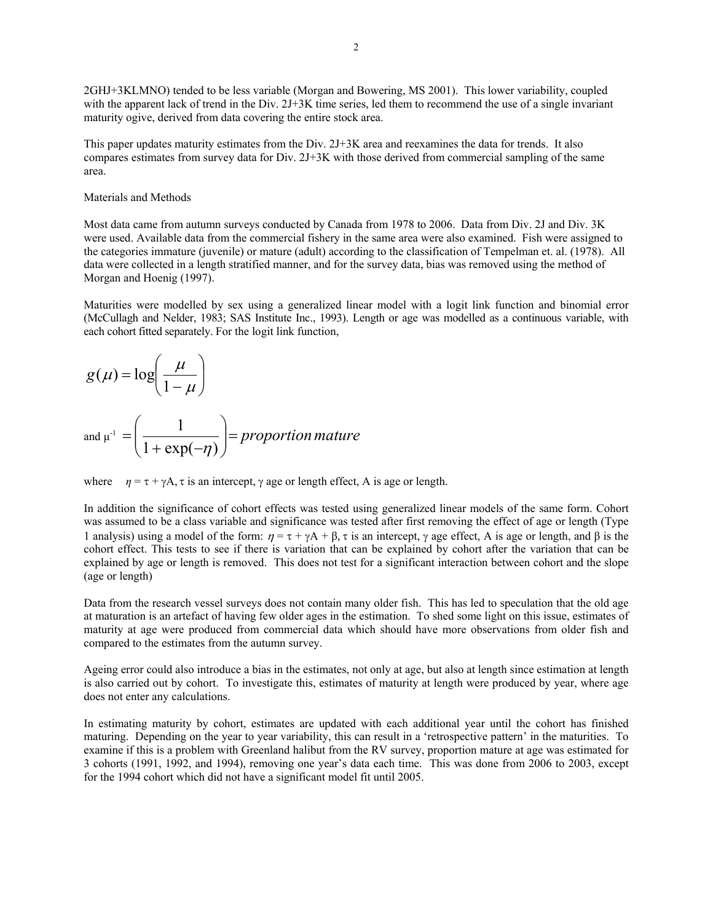2GHJ+3KLMNO) tended to be less variable (Morgan and Bowering, MS 2001). This lower variability, coupled with the apparent lack of trend in the Div. 2J+3K time series, led them to recommend the use of a single invariant maturity ogive, derived from data covering the entire stock area.

This paper updates maturity estimates from the Div. 2J+3K area and reexamines the data for trends. It also compares estimates from survey data for Div. 2J+3K with those derived from commercial sampling of the same area.

## Materials and Methods

Most data came from autumn surveys conducted by Canada from 1978 to 2006. Data from Div. 2J and Div. 3K were used. Available data from the commercial fishery in the same area were also examined. Fish were assigned to the categories immature (juvenile) or mature (adult) according to the classification of Tempelman et. al. (1978). All data were collected in a length stratified manner, and for the survey data, bias was removed using the method of Morgan and Hoenig (1997).

Maturities were modelled by sex using a generalized linear model with a logit link function and binomial error (McCullagh and Nelder, 1983; SAS Institute Inc., 1993). Length or age was modelled as a continuous variable, with each cohort fitted separately. For the logit link function,

$$g(\mu) = \log\left(\frac{\mu}{1-\mu}\right)$$

and $\mu^{-1} = \left(\dfrac{1}{1+\exp(-\eta)}\right) = \textit{proportion mature}$

where $\eta = \tau + \gamma A$, $\tau$ is an intercept, $\gamma$ age or length effect, A is age or length.

In addition the significance of cohort effects was tested using generalized linear models of the same form. Cohort was assumed to be a class variable and significance was tested after first removing the effect of age or length (Type 1 analysis) using a model of the form: $\eta = \tau + \gamma A + \beta$, $\tau$ is an intercept, $\gamma$ age effect, A is age or length, and $\beta$ is the cohort effect. This tests to see if there is variation that can be explained by cohort after the variation that can be explained by age or length is removed. This does not test for a significant interaction between cohort and the slope (age or length)

Data from the research vessel surveys does not contain many older fish. This has led to speculation that the old age at maturation is an artefact of having few older ages in the estimation. To shed some light on this issue, estimates of maturity at age were produced from commercial data which should have more observations from older fish and compared to the estimates from the autumn survey.

Ageing error could also introduce a bias in the estimates, not only at age, but also at length since estimation at length is also carried out by cohort. To investigate this, estimates of maturity at length were produced by year, where age does not enter any calculations.

In estimating maturity by cohort, estimates are updated with each additional year until the cohort has finished maturing. Depending on the year to year variability, this can result in a 'retrospective pattern' in the maturities. To examine if this is a problem with Greenland halibut from the RV survey, proportion mature at age was estimated for 3 cohorts (1991, 1992, and 1994), removing one year's data each time. This was done from 2006 to 2003, except for the 1994 cohort which did not have a significant model fit until 2005.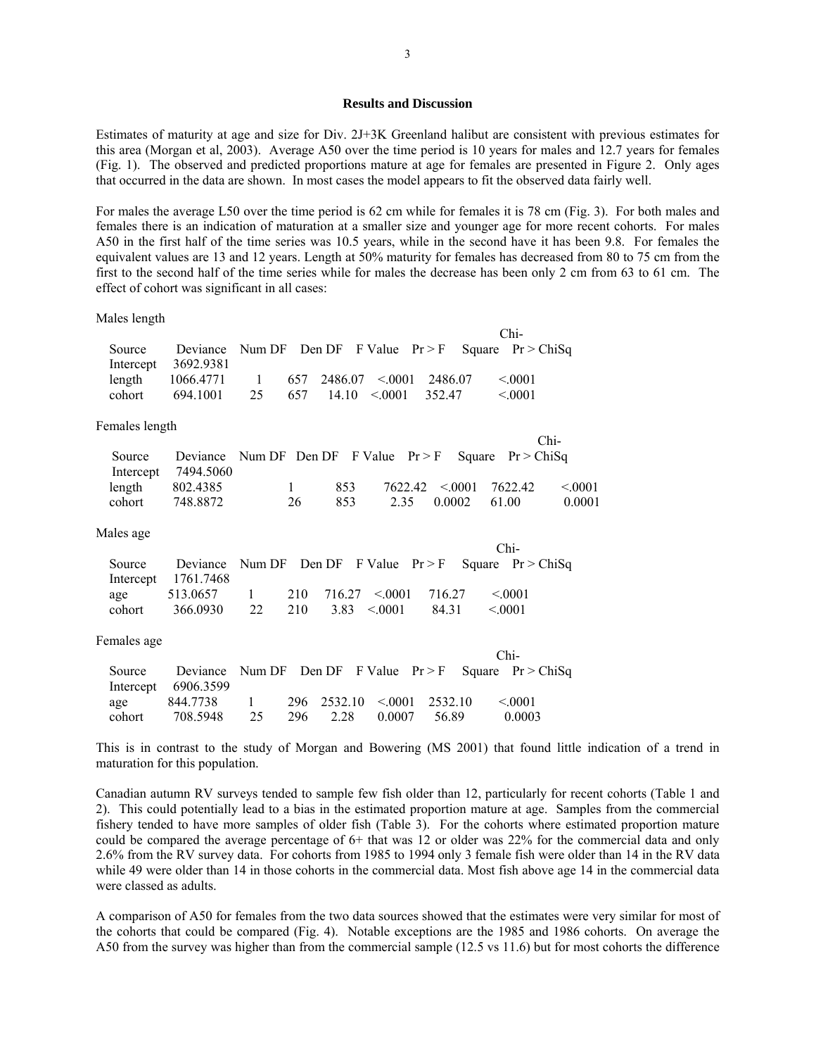**Results and Discussion**

Estimates of maturity at age and size for Div. 2J+3K Greenland halibut are consistent with previous estimates for this area (Morgan et al, 2003). Average A50 over the time period is 10 years for males and 12.7 years for females (Fig. 1). The observed and predicted proportions mature at age for females are presented in Figure 2. Only ages that occurred in the data are shown. In most cases the model appears to fit the observed data fairly well.

For males the average L50 over the time period is 62 cm while for females it is 78 cm (Fig. 3). For both males and females there is an indication of maturation at a smaller size and younger age for more recent cohorts. For males A50 in the first half of the time series was 10.5 years, while in the second have it has been 9.8. For females the equivalent values are 13 and 12 years. Length at 50% maturity for females has decreased from 80 to 75 cm from the first to the second half of the time series while for males the decrease has been only 2 cm from 63 to 61 cm. The effect of cohort was significant in all cases:

Males length

| Source | Deviance | Num DF | Den DF | F Value | Pr > F | Chi-Square | Pr > ChiSq |
|---|---|---|---|---|---|---|---|
| Intercept | 3692.9381 | | | | | | |
| length | 1066.4771 | 1 | 657 | 2486.07 | <.0001 | 2486.07 | <.0001 |
| cohort | 694.1001 | 25 | 657 | 14.10 | <.0001 | 352.47 | <.0001 |

Females length

| Source | Deviance | Num DF | Den DF | F Value | Pr > F | Chi-Square | Pr > ChiSq |
|---|---|---|---|---|---|---|---|
| Intercept | 7494.5060 | | | | | | |
| length | 802.4385 | 1 | 853 | 7622.42 | <.0001 | 7622.42 | <.0001 |
| cohort | 748.8872 | 26 | 853 | 2.35 | 0.0002 | 61.00 | 0.0001 |

Males age

| Source | Deviance | Num DF | Den DF | F Value | Pr > F | Chi-Square | Pr > ChiSq |
|---|---|---|---|---|---|---|---|
| Intercept | 1761.7468 | | | | | | |
| age | 513.0657 | 1 | 210 | 716.27 | <.0001 | 716.27 | <.0001 |
| cohort | 366.0930 | 22 | 210 | 3.83 | <.0001 | 84.31 | <.0001 |

Females age

| Source | Deviance | Num DF | Den DF | F Value | Pr > F | Chi-Square | Pr > ChiSq |
|---|---|---|---|---|---|---|---|
| Intercept | 6906.3599 | | | | | | |
| age | 844.7738 | 1 | 296 | 2532.10 | <.0001 | 2532.10 | <.0001 |
| cohort | 708.5948 | 25 | 296 | 2.28 | 0.0007 | 56.89 | 0.0003 |

This is in contrast to the study of Morgan and Bowering (MS 2001) that found little indication of a trend in maturation for this population.

Canadian autumn RV surveys tended to sample few fish older than 12, particularly for recent cohorts (Table 1 and 2). This could potentially lead to a bias in the estimated proportion mature at age. Samples from the commercial fishery tended to have more samples of older fish (Table 3). For the cohorts where estimated proportion mature could be compared the average percentage of 6+ that was 12 or older was 22% for the commercial data and only 2.6% from the RV survey data. For cohorts from 1985 to 1994 only 3 female fish were older than 14 in the RV data while 49 were older than 14 in those cohorts in the commercial data. Most fish above age 14 in the commercial data were classed as adults.

A comparison of A50 for females from the two data sources showed that the estimates were very similar for most of the cohorts that could be compared (Fig. 4). Notable exceptions are the 1985 and 1986 cohorts. On average the A50 from the survey was higher than from the commercial sample (12.5 vs 11.6) but for most cohorts the difference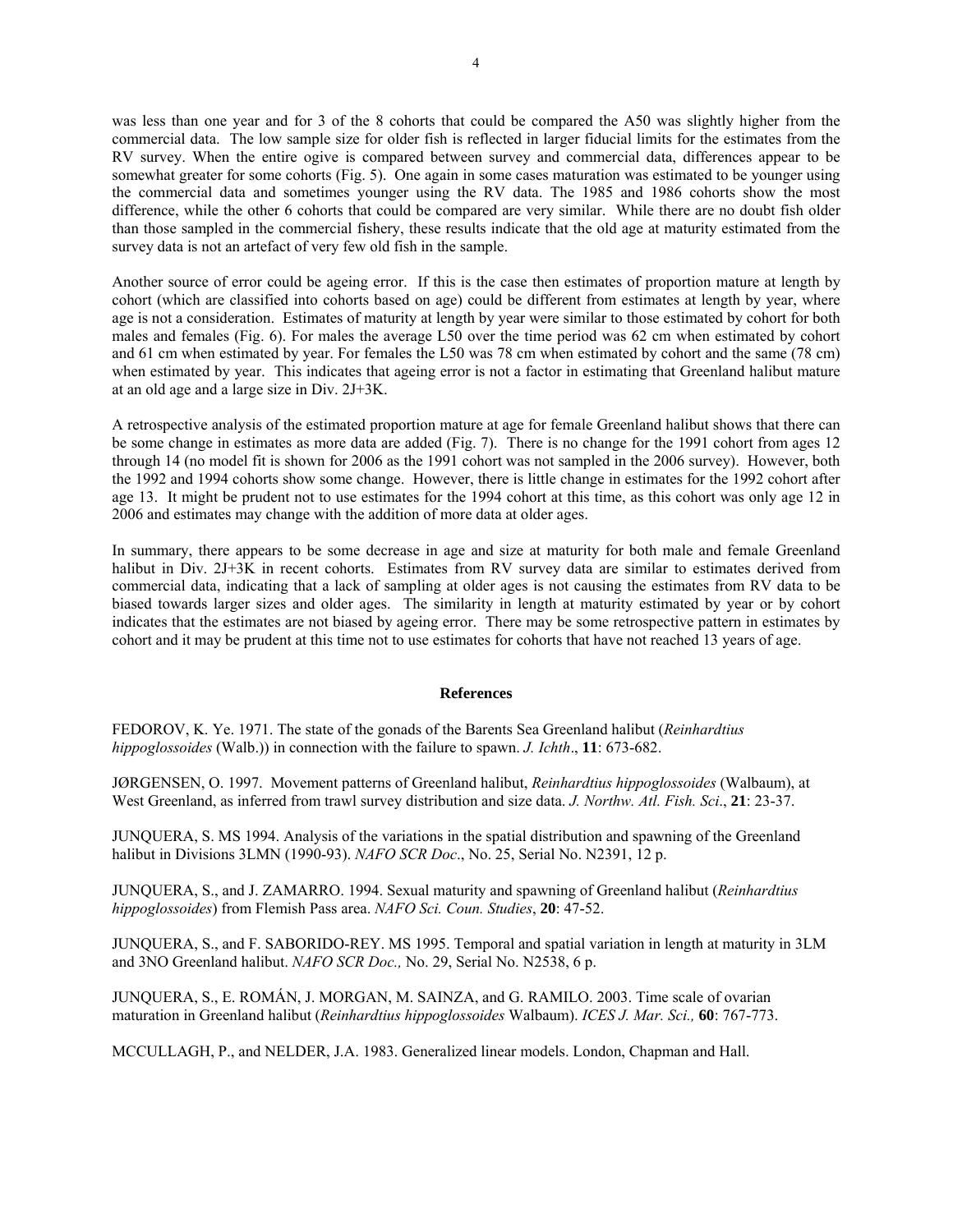was less than one year and for 3 of the 8 cohorts that could be compared the A50 was slightly higher from the commercial data. The low sample size for older fish is reflected in larger fiducial limits for the estimates from the RV survey. When the entire ogive is compared between survey and commercial data, differences appear to be somewhat greater for some cohorts (Fig. 5). One again in some cases maturation was estimated to be younger using the commercial data and sometimes younger using the RV data. The 1985 and 1986 cohorts show the most difference, while the other 6 cohorts that could be compared are very similar. While there are no doubt fish older than those sampled in the commercial fishery, these results indicate that the old age at maturity estimated from the survey data is not an artefact of very few old fish in the sample.

Another source of error could be ageing error. If this is the case then estimates of proportion mature at length by cohort (which are classified into cohorts based on age) could be different from estimates at length by year, where age is not a consideration. Estimates of maturity at length by year were similar to those estimated by cohort for both males and females (Fig. 6). For males the average L50 over the time period was 62 cm when estimated by cohort and 61 cm when estimated by year. For females the L50 was 78 cm when estimated by cohort and the same (78 cm) when estimated by year. This indicates that ageing error is not a factor in estimating that Greenland halibut mature at an old age and a large size in Div. 2J+3K.

A retrospective analysis of the estimated proportion mature at age for female Greenland halibut shows that there can be some change in estimates as more data are added (Fig. 7). There is no change for the 1991 cohort from ages 12 through 14 (no model fit is shown for 2006 as the 1991 cohort was not sampled in the 2006 survey). However, both the 1992 and 1994 cohorts show some change. However, there is little change in estimates for the 1992 cohort after age 13. It might be prudent not to use estimates for the 1994 cohort at this time, as this cohort was only age 12 in 2006 and estimates may change with the addition of more data at older ages.

In summary, there appears to be some decrease in age and size at maturity for both male and female Greenland halibut in Div. 2J+3K in recent cohorts. Estimates from RV survey data are similar to estimates derived from commercial data, indicating that a lack of sampling at older ages is not causing the estimates from RV data to be biased towards larger sizes and older ages. The similarity in length at maturity estimated by year or by cohort indicates that the estimates are not biased by ageing error. There may be some retrospective pattern in estimates by cohort and it may be prudent at this time not to use estimates for cohorts that have not reached 13 years of age.

## References

FEDOROV, K. Ye. 1971. The state of the gonads of the Barents Sea Greenland halibut (*Reinhardtius hippoglossoides* (Walb.)) in connection with the failure to spawn. *J. Ichth*., **11**: 673-682.

JØRGENSEN, O. 1997. Movement patterns of Greenland halibut, *Reinhardtius hippoglossoides* (Walbaum), at West Greenland, as inferred from trawl survey distribution and size data. *J. Northw. Atl. Fish. Sci*., **21**: 23-37.

JUNQUERA, S. MS 1994. Analysis of the variations in the spatial distribution and spawning of the Greenland halibut in Divisions 3LMN (1990-93). *NAFO SCR Doc*., No. 25, Serial No. N2391, 12 p.

JUNQUERA, S., and J. ZAMARRO. 1994. Sexual maturity and spawning of Greenland halibut (*Reinhardtius hippoglossoides*) from Flemish Pass area. *NAFO Sci. Coun. Studies*, **20**: 47-52.

JUNQUERA, S., and F. SABORIDO-REY. MS 1995. Temporal and spatial variation in length at maturity in 3LM and 3NO Greenland halibut. *NAFO SCR Doc.,* No. 29, Serial No. N2538, 6 p.

JUNQUERA, S., E. ROMÁN, J. MORGAN, M. SAINZA, and G. RAMILO. 2003. Time scale of ovarian maturation in Greenland halibut (*Reinhardtius hippoglossoides* Walbaum). *ICES J. Mar. Sci.,* **60**: 767-773.

MCCULLAGH, P., and NELDER, J.A. 1983. Generalized linear models. London, Chapman and Hall.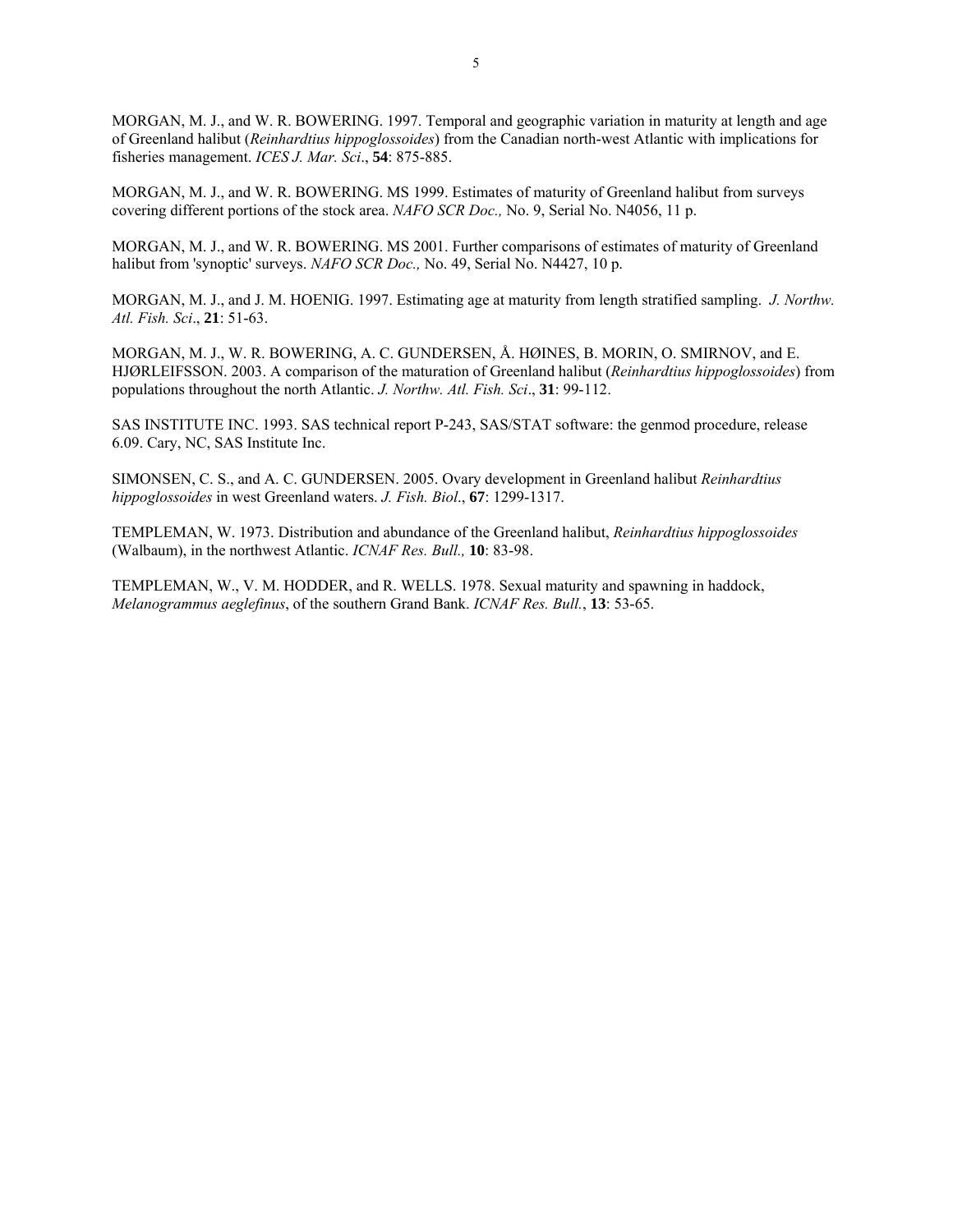MORGAN, M. J., and W. R. BOWERING. 1997. Temporal and geographic variation in maturity at length and age of Greenland halibut (*Reinhardtius hippoglossoides*) from the Canadian north-west Atlantic with implications for fisheries management. *ICES J. Mar. Sci*., **54**: 875-885.

MORGAN, M. J., and W. R. BOWERING. MS 1999. Estimates of maturity of Greenland halibut from surveys covering different portions of the stock area. *NAFO SCR Doc.,* No. 9, Serial No. N4056, 11 p.

MORGAN, M. J., and W. R. BOWERING. MS 2001. Further comparisons of estimates of maturity of Greenland halibut from 'synoptic' surveys. *NAFO SCR Doc.,* No. 49, Serial No. N4427, 10 p.

MORGAN, M. J., and J. M. HOENIG. 1997. Estimating age at maturity from length stratified sampling. *J. Northw. Atl. Fish. Sci*., **21**: 51-63.

MORGAN, M. J., W. R. BOWERING, A. C. GUNDERSEN, Å. HØINES, B. MORIN, O. SMIRNOV, and E. HJØRLEIFSSON. 2003. A comparison of the maturation of Greenland halibut (*Reinhardtius hippoglossoides*) from populations throughout the north Atlantic. *J. Northw. Atl. Fish. Sci*., **31**: 99-112.

SAS INSTITUTE INC. 1993. SAS technical report P-243, SAS/STAT software: the genmod procedure, release 6.09. Cary, NC, SAS Institute Inc.

SIMONSEN, C. S., and A. C. GUNDERSEN. 2005. Ovary development in Greenland halibut *Reinhardtius hippoglossoides* in west Greenland waters. *J. Fish. Biol*., **67**: 1299-1317.

TEMPLEMAN, W. 1973. Distribution and abundance of the Greenland halibut, *Reinhardtius hippoglossoides* (Walbaum), in the northwest Atlantic. *ICNAF Res. Bull.,* **10**: 83-98.

TEMPLEMAN, W., V. M. HODDER, and R. WELLS. 1978. Sexual maturity and spawning in haddock, *Melanogrammus aeglefinus*, of the southern Grand Bank. *ICNAF Res. Bull.*, **13**: 53-65.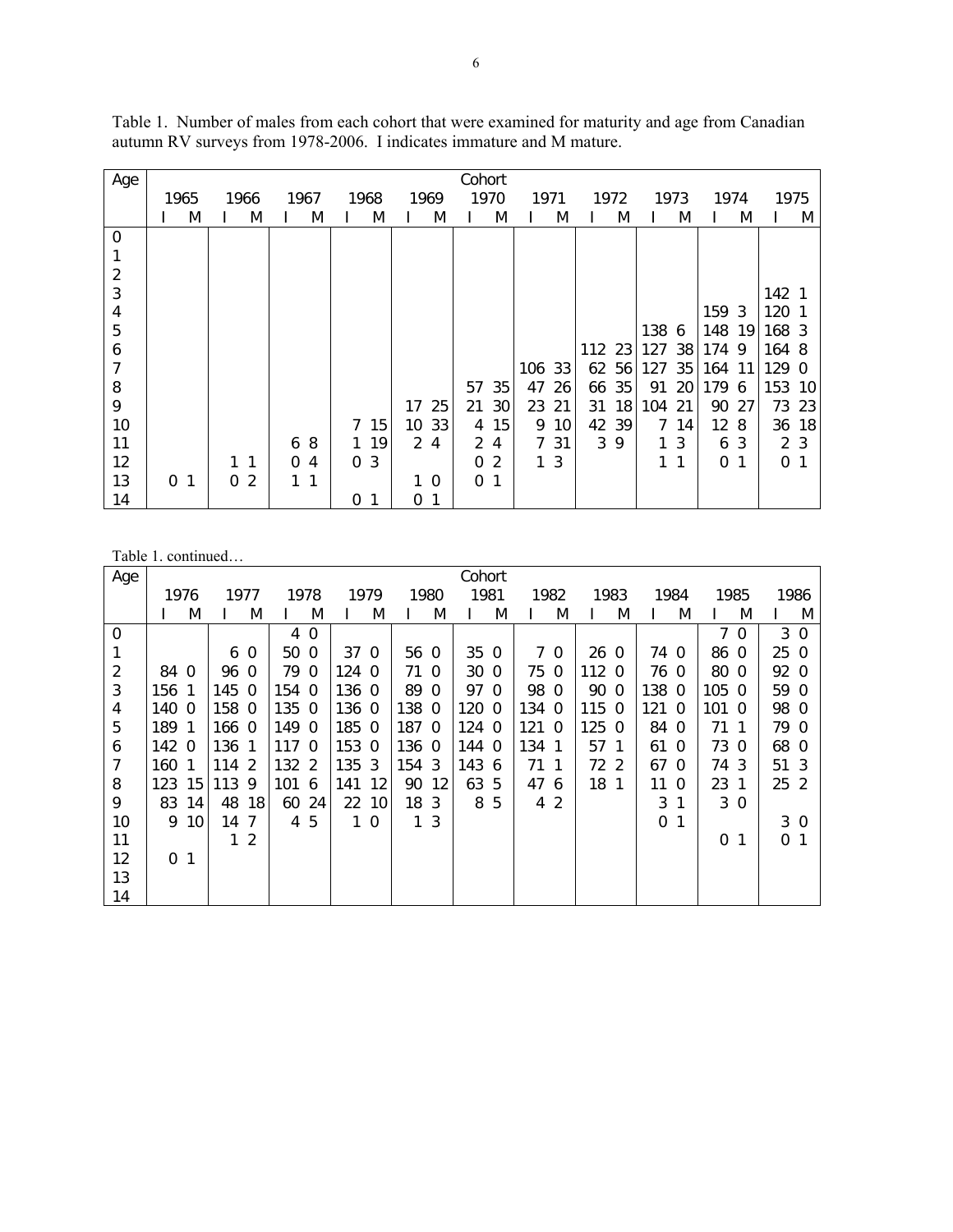Table 1. Number of males from each cohort that were examined for maturity and age from Canadian autumn RV surveys from 1978-2006. I indicates immature and M mature.

| Age | Cohort | | | | | | | | | | | | | | | | | | | | | |
|---|---|---|---|---|---|---|---|---|---|---|---|---|---|---|---|---|---|---|---|---|---|---|
| | 1965 | | 1966 | | 1967 | | 1968 | | 1969 | | 1970 | | 1971 | | 1972 | | 1973 | | 1974 | | 1975 | |
| | I | M | I | M | I | M | I | M | I | M | I | M | I | M | I | M | I | M | I | M | I | M |
| 0 | | | | | | | | | | | | | | | | | | | | | | |
| 1 | | | | | | | | | | | | | | | | | | | | | | |
| 2 | | | | | | | | | | | | | | | | | | | | | | |
| 3 | | | | | | | | | | | | | | | | | | | | | 142 | 1 |
| 4 | | | | | | | | | | | | | | | | | | | 159 | 3 | 120 | 1 |
| 5 | | | | | | | | | | | | | | | | | 138 | 6 | 148 | 19 | 168 | 3 |
| 6 | | | | | | | | | | | | | | | 112 | 23 | 127 | 38 | 174 | 9 | 164 | 8 |
| 7 | | | | | | | | | | | | | 106 | 33 | 62 | 56 | 127 | 35 | 164 | 11 | 129 | 0 |
| 8 | | | | | | | | | | | 57 | 35 | 47 | 26 | 66 | 35 | 91 | 20 | 179 | 6 | 153 | 10 |
| 9 | | | | | | | | | 17 | 25 | 21 | 30 | 23 | 21 | 31 | 18 | 104 | 21 | 90 | 27 | 73 | 23 |
| 10 | | | | | | | 7 | 15 | 10 | 33 | 4 | 15 | 9 | 10 | 42 | 39 | 7 | 14 | 12 | 8 | 36 | 18 |
| 11 | | | | | 6 | 8 | 1 | 19 | 2 | 4 | 2 | 4 | 7 | 31 | 3 | 9 | 1 | 3 | 6 | 3 | 2 | 3 |
| 12 | | | 1 | 1 | 0 | 4 | 0 | 3 | | | 0 | 2 | 1 | 3 | | | 1 | 1 | 0 | 1 | 0 | 1 |
| 13 | 0 | 1 | 0 | 2 | 1 | 1 | | | 1 | 0 | 0 | 1 | | | | | | | | | | |
| 14 | | | | | | | 0 | 1 | 0 | 1 | | | | | | | | | | | | |

Table 1. continued…

| Age | Cohort | | | | | | | | | | | | | | | | | | | | | |
|---|---|---|---|---|---|---|---|---|---|---|---|---|---|---|---|---|---|---|---|---|---|---|
| | 1976 | | 1977 | | 1978 | | 1979 | | 1980 | | 1981 | | 1982 | | 1983 | | 1984 | | 1985 | | 1986 | |
| | I | M | I | M | I | M | I | M | I | M | I | M | I | M | I | M | I | M | I | M | I | M |
| 0 | | | | | 4 | 0 | | | | | | | | | | | | | 7 | 0 | 3 | 0 |
| 1 | | | 6 | 0 | 50 | 0 | 37 | 0 | 56 | 0 | 35 | 0 | 7 | 0 | 26 | 0 | 74 | 0 | 86 | 0 | 25 | 0 |
| 2 | 84 | 0 | 96 | 0 | 79 | 0 | 124 | 0 | 71 | 0 | 30 | 0 | 75 | 0 | 112 | 0 | 76 | 0 | 80 | 0 | 92 | 0 |
| 3 | 156 | 1 | 145 | 0 | 154 | 0 | 136 | 0 | 89 | 0 | 97 | 0 | 98 | 0 | 90 | 0 | 138 | 0 | 105 | 0 | 59 | 0 |
| 4 | 140 | 0 | 158 | 0 | 135 | 0 | 136 | 0 | 138 | 0 | 120 | 0 | 134 | 0 | 115 | 0 | 121 | 0 | 101 | 0 | 98 | 0 |
| 5 | 189 | 1 | 166 | 0 | 149 | 0 | 185 | 0 | 187 | 0 | 124 | 0 | 121 | 0 | 125 | 0 | 84 | 0 | 71 | 1 | 79 | 0 |
| 6 | 142 | 0 | 136 | 1 | 117 | 0 | 153 | 0 | 136 | 0 | 144 | 0 | 134 | 1 | 57 | 1 | 61 | 0 | 73 | 0 | 68 | 0 |
| 7 | 160 | 1 | 114 | 2 | 132 | 2 | 135 | 3 | 154 | 3 | 143 | 6 | 71 | 1 | 72 | 2 | 67 | 0 | 74 | 3 | 51 | 3 |
| 8 | 123 | 15 | 113 | 9 | 101 | 6 | 141 | 12 | 90 | 12 | 63 | 5 | 47 | 6 | 18 | 1 | 11 | 0 | 23 | 1 | 25 | 2 |
| 9 | 83 | 14 | 48 | 18 | 60 | 24 | 22 | 10 | 18 | 3 | 8 | 5 | 4 | 2 | | | 3 | 1 | 3 | 0 | | |
| 10 | 9 | 10 | 14 | 7 | 4 | 5 | 1 | 0 | 1 | 3 | | | | | | | 0 | 1 | | | 3 | 0 |
| 11 | | | 1 | 2 | | | | | | | | | | | | | | | 0 | 1 | 0 | 1 |
| 12 | 0 | 1 | | | | | | | | | | | | | | | | | | | | |
| 13 | | | | | | | | | | | | | | | | | | | | | | |
| 14 | | | | | | | | | | | | | | | | | | | | | | |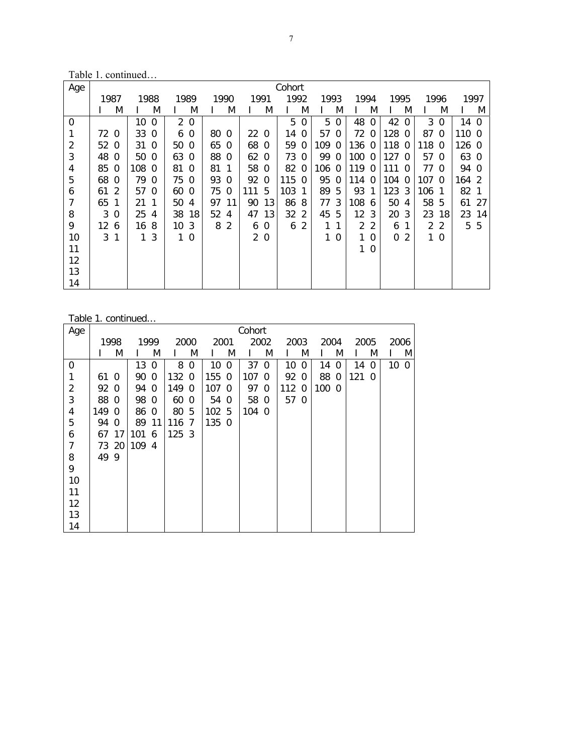Table 1. continued…

| Age | Cohort | | | | | | | | | | | | | | | | | | | | | |
|---|---|---|---|---|---|---|---|---|---|---|---|---|---|---|---|---|---|---|---|---|---|---|
| | 1987 | | 1988 | | 1989 | | 1990 | | 1991 | | 1992 | | 1993 | | 1994 | | 1995 | | 1996 | | 1997 | |
| | I | M | I | M | I | M | I | M | I | M | I | M | I | M | I | M | I | M | I | M | I | M |
| 0 | | | 10 | 0 | 2 | 0 | | | | | 5 | 0 | 5 | 0 | 48 | 0 | 42 | 0 | 3 | 0 | 14 | 0 |
| 1 | 72 | 0 | 33 | 0 | 6 | 0 | 80 | 0 | 22 | 0 | 14 | 0 | 57 | 0 | 72 | 0 | 128 | 0 | 87 | 0 | 110 | 0 |
| 2 | 52 | 0 | 31 | 0 | 50 | 0 | 65 | 0 | 68 | 0 | 59 | 0 | 109 | 0 | 136 | 0 | 118 | 0 | 118 | 0 | 126 | 0 |
| 3 | 48 | 0 | 50 | 0 | 63 | 0 | 88 | 0 | 62 | 0 | 73 | 0 | 99 | 0 | 100 | 0 | 127 | 0 | 57 | 0 | 63 | 0 |
| 4 | 85 | 0 | 108 | 0 | 81 | 0 | 81 | 1 | 58 | 0 | 82 | 0 | 106 | 0 | 119 | 0 | 111 | 0 | 77 | 0 | 94 | 0 |
| 5 | 68 | 0 | 79 | 0 | 75 | 0 | 93 | 0 | 92 | 0 | 115 | 0 | 95 | 0 | 114 | 0 | 104 | 0 | 107 | 0 | 164 | 2 |
| 6 | 61 | 2 | 57 | 0 | 60 | 0 | 75 | 0 | 111 | 5 | 103 | 1 | 89 | 5 | 93 | 1 | 123 | 3 | 106 | 1 | 82 | 1 |
| 7 | 65 | 1 | 21 | 1 | 50 | 4 | 97 | 11 | 90 | 13 | 86 | 8 | 77 | 3 | 108 | 6 | 50 | 4 | 58 | 5 | 61 | 27 |
| 8 | 3 | 0 | 25 | 4 | 38 | 18 | 52 | 4 | 47 | 13 | 32 | 2 | 45 | 5 | 12 | 3 | 20 | 3 | 23 | 18 | 23 | 14 |
| 9 | 12 | 6 | 16 | 8 | 10 | 3 | 8 | 2 | 6 | 0 | 6 | 2 | 1 | 1 | 2 | 2 | 6 | 1 | 2 | 2 | 5 | 5 |
| 10 | 3 | 1 | 1 | 3 | 1 | 0 | | | 2 | 0 | | | 1 | 0 | 1 | 0 | 0 | 2 | 1 | 0 | | |
| 11 | | | | | | | | | | | | | | | 1 | 0 | | | | | | |
| 12 | | | | | | | | | | | | | | | | | | | | | | |
| 13 | | | | | | | | | | | | | | | | | | | | | | |
| 14 | | | | | | | | | | | | | | | | | | | | | | |

Table 1. continued…

| Age | Cohort | | | | | | | | | | | | | | | | | |
|---|---|---|---|---|---|---|---|---|---|---|---|---|---|---|---|---|---|---|
| | 1998 | | 1999 | | 2000 | | 2001 | | 2002 | | 2003 | | 2004 | | 2005 | | 2006 | |
| | I | M | I | M | I | M | I | M | I | M | I | M | I | M | I | M | I | M |
| 0 | | | 13 | 0 | 8 | 0 | 10 | 0 | 37 | 0 | 10 | 0 | 14 | 0 | 14 | 0 | 10 | 0 |
| 1 | 61 | 0 | 90 | 0 | 132 | 0 | 155 | 0 | 107 | 0 | 92 | 0 | 88 | 0 | 121 | 0 | | |
| 2 | 92 | 0 | 94 | 0 | 149 | 0 | 107 | 0 | 97 | 0 | 112 | 0 | 100 | 0 | | | | |
| 3 | 88 | 0 | 98 | 0 | 60 | 0 | 54 | 0 | 58 | 0 | 57 | 0 | | | | | | |
| 4 | 149 | 0 | 86 | 0 | 80 | 5 | 102 | 5 | 104 | 0 | | | | | | | | |
| 5 | 94 | 0 | 89 | 11 | 116 | 7 | 135 | 0 | | | | | | | | | | |
| 6 | 67 | 17 | 101 | 6 | 125 | 3 | | | | | | | | | | | | |
| 7 | 73 | 20 | 109 | 4 | | | | | | | | | | | | | | |
| 8 | 49 | 9 | | | | | | | | | | | | | | | | |
| 9 | | | | | | | | | | | | | | | | | | |
| 10 | | | | | | | | | | | | | | | | | | |
| 11 | | | | | | | | | | | | | | | | | | |
| 12 | | | | | | | | | | | | | | | | | | |
| 13 | | | | | | | | | | | | | | | | | | |
| 14 | | | | | | | | | | | | | | | | | | |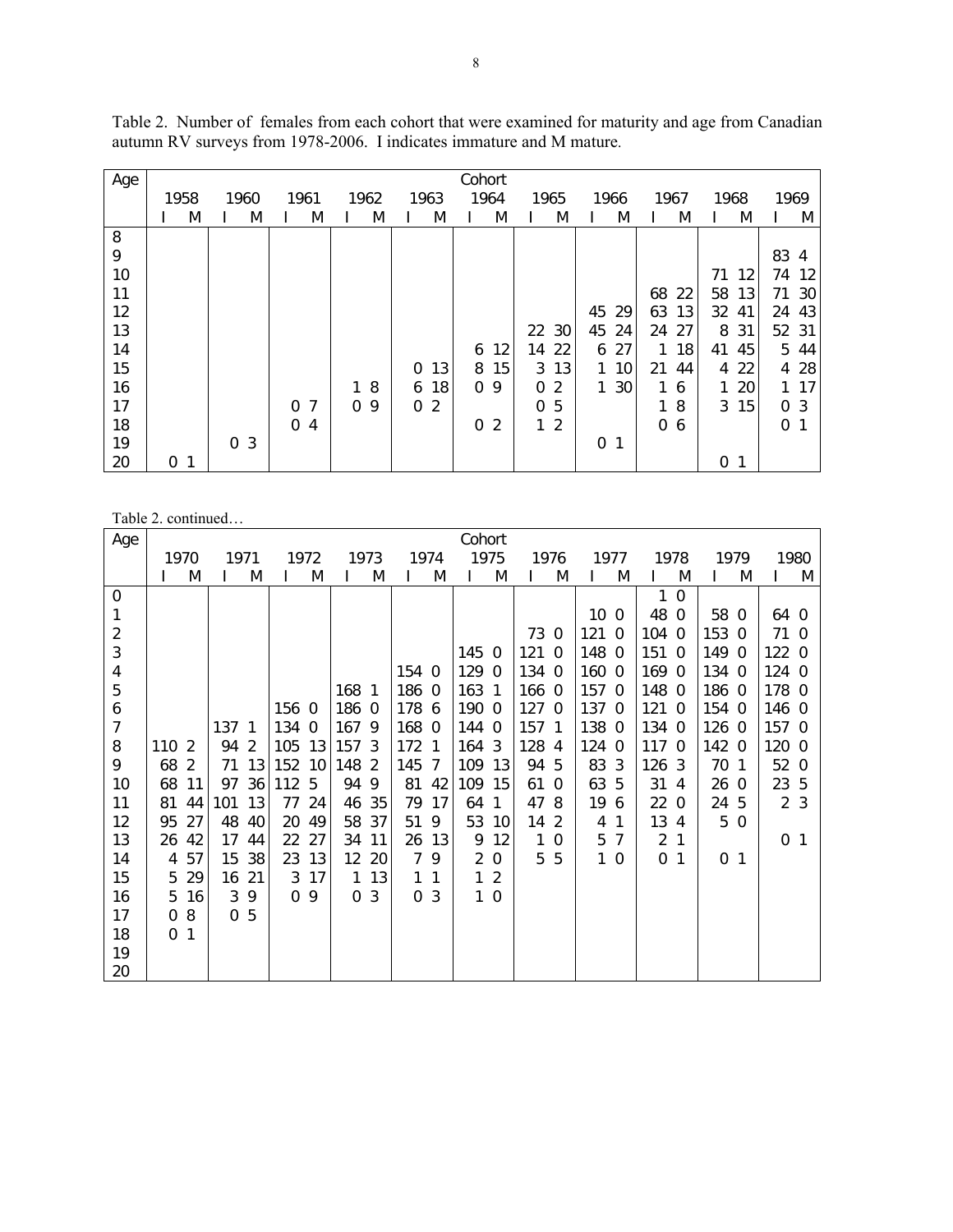Table 2. Number of females from each cohort that were examined for maturity and age from Canadian autumn RV surveys from 1978-2006. I indicates immature and M mature.

| Age | Cohort | | | | | | | | | | | | | | | | | | | | | |
|---|---|---|---|---|---|---|---|---|---|---|---|---|---|---|---|---|---|---|---|---|---|---|
| | 1958 | | 1960 | | 1961 | | 1962 | | 1963 | | 1964 | | 1965 | | 1966 | | 1967 | | 1968 | | 1969 | |
| | I | M | I | M | I | M | I | M | I | M | I | M | I | M | I | M | I | M | I | M | I | M |
| 8 | | | | | | | | | | | | | | | | | | | | | | |
| 9 | | | | | | | | | | | | | | | | | | | | | 83 | 4 |
| 10 | | | | | | | | | | | | | | | | | | | 71 | 12 | 74 | 12 |
| 11 | | | | | | | | | | | | | | | | | 68 | 22 | 58 | 13 | 71 | 30 |
| 12 | | | | | | | | | | | | | | | 45 | 29 | 63 | 13 | 32 | 41 | 24 | 43 |
| 13 | | | | | | | | | | | | | 22 | 30 | 45 | 24 | 24 | 27 | 8 | 31 | 52 | 31 |
| 14 | | | | | | | | | | | 6 | 12 | 14 | 22 | 6 | 27 | 1 | 18 | 41 | 45 | 5 | 44 |
| 15 | | | | | | | | | 0 | 13 | 8 | 15 | 3 | 13 | 1 | 10 | 21 | 44 | 4 | 22 | 4 | 28 |
| 16 | | | | | | | 1 | 8 | 6 | 18 | 0 | 9 | 0 | 2 | 1 | 30 | 1 | 6 | 1 | 20 | 1 | 17 |
| 17 | | | | | 0 | 7 | 0 | 9 | 0 | 2 | | | 0 | 5 | | | 1 | 8 | 3 | 15 | 0 | 3 |
| 18 | | | | | 0 | 4 | | | | | 0 | 2 | 1 | 2 | | | 0 | 6 | | | 0 | 1 |
| 19 | | | 0 | 3 | | | | | | | | | | | 0 | 1 | | | | | | |
| 20 | 0 | 1 | | | | | | | | | | | | | | | | | 0 | 1 | | |

Table 2. continued…

| Age | Cohort | | | | | | | | | | | | | | | | | | | | | |
|---|---|---|---|---|---|---|---|---|---|---|---|---|---|---|---|---|---|---|---|---|---|---|
| | 1970 | | 1971 | | 1972 | | 1973 | | 1974 | | 1975 | | 1976 | | 1977 | | 1978 | | 1979 | | 1980 | |
| | I | M | I | M | I | M | I | M | I | M | I | M | I | M | I | M | I | M | I | M | I | M |
| 0 | | | | | | | | | | | | | | | | | 1 | 0 | | | | |
| 1 | | | | | | | | | | | | | | | 10 | 0 | 48 | 0 | 58 | 0 | 64 | 0 |
| 2 | | | | | | | | | | | | | 73 | 0 | 121 | 0 | 104 | 0 | 153 | 0 | 71 | 0 |
| 3 | | | | | | | | | | | 145 | 0 | 121 | 0 | 148 | 0 | 151 | 0 | 149 | 0 | 122 | 0 |
| 4 | | | | | | | | | 154 | 0 | 129 | 0 | 134 | 0 | 160 | 0 | 169 | 0 | 134 | 0 | 124 | 0 |
| 5 | | | | | | | 168 | 1 | 186 | 0 | 163 | 1 | 166 | 0 | 157 | 0 | 148 | 0 | 186 | 0 | 178 | 0 |
| 6 | | | | | 156 | 0 | 186 | 0 | 178 | 6 | 190 | 0 | 127 | 0 | 137 | 0 | 121 | 0 | 154 | 0 | 146 | 0 |
| 7 | | | 137 | 1 | 134 | 0 | 167 | 9 | 168 | 0 | 144 | 0 | 157 | 1 | 138 | 0 | 134 | 0 | 126 | 0 | 157 | 0 |
| 8 | 110 | 2 | 94 | 2 | 105 | 13 | 157 | 3 | 172 | 1 | 164 | 3 | 128 | 4 | 124 | 0 | 117 | 0 | 142 | 0 | 120 | 0 |
| 9 | 68 | 2 | 71 | 13 | 152 | 10 | 148 | 2 | 145 | 7 | 109 | 13 | 94 | 5 | 83 | 3 | 126 | 3 | 70 | 1 | 52 | 0 |
| 10 | 68 | 11 | 97 | 36 | 112 | 5 | 94 | 9 | 81 | 42 | 109 | 15 | 61 | 0 | 63 | 5 | 31 | 4 | 26 | 0 | 23 | 5 |
| 11 | 81 | 44 | 101 | 13 | 77 | 24 | 46 | 35 | 79 | 17 | 64 | 1 | 47 | 8 | 19 | 6 | 22 | 0 | 24 | 5 | 2 | 3 |
| 12 | 95 | 27 | 48 | 40 | 20 | 49 | 58 | 37 | 51 | 9 | 53 | 10 | 14 | 2 | 4 | 1 | 13 | 4 | 5 | 0 | | |
| 13 | 26 | 42 | 17 | 44 | 22 | 27 | 34 | 11 | 26 | 13 | 9 | 12 | 1 | 0 | 5 | 7 | 2 | 1 | | | 0 | 1 |
| 14 | 4 | 57 | 15 | 38 | 23 | 13 | 12 | 20 | 7 | 9 | 2 | 0 | 5 | 5 | 1 | 0 | 0 | 1 | 0 | 1 | | |
| 15 | 5 | 29 | 16 | 21 | 3 | 17 | 1 | 13 | 1 | 1 | 1 | 2 | | | | | | | | | | |
| 16 | 5 | 16 | 3 | 9 | 0 | 9 | 0 | 3 | 0 | 3 | 1 | 0 | | | | | | | | | | |
| 17 | 0 | 8 | 0 | 5 | | | | | | | | | | | | | | | | | | |
| 18 | 0 | 1 | | | | | | | | | | | | | | | | | | | | |
| 19 | | | | | | | | | | | | | | | | | | | | | | |
| 20 | | | | | | | | | | | | | | | | | | | | | | |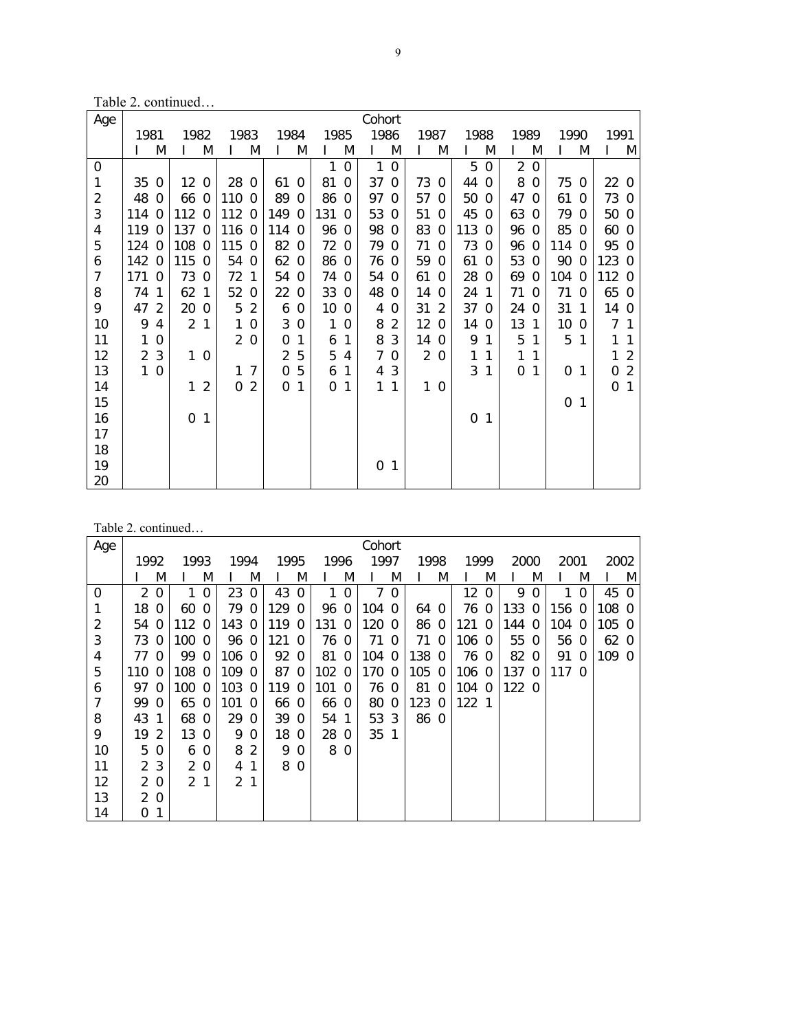Table 2. continued…

| Age | Cohort | | | | | | | | | | | | | | | | | | | | | |
|---|---|---|---|---|---|---|---|---|---|---|---|---|---|---|---|---|---|---|---|---|---|---|
| | 1981 | | 1982 | | 1983 | | 1984 | | 1985 | | 1986 | | 1987 | | 1988 | | 1989 | | 1990 | | 1991 | |
| | I | M | I | M | I | M | I | M | I | M | I | M | I | M | I | M | I | M | I | M | I | M |
| 0 | | | | | | | | | 1 | 0 | 1 | 0 | | | 5 | 0 | 2 | 0 | | | | |
| 1 | 35 | 0 | 12 | 0 | 28 | 0 | 61 | 0 | 81 | 0 | 37 | 0 | 73 | 0 | 44 | 0 | 8 | 0 | 75 | 0 | 22 | 0 |
| 2 | 48 | 0 | 66 | 0 | 110 | 0 | 89 | 0 | 86 | 0 | 97 | 0 | 57 | 0 | 50 | 0 | 47 | 0 | 61 | 0 | 73 | 0 |
| 3 | 114 | 0 | 112 | 0 | 112 | 0 | 149 | 0 | 131 | 0 | 53 | 0 | 51 | 0 | 45 | 0 | 63 | 0 | 79 | 0 | 50 | 0 |
| 4 | 119 | 0 | 137 | 0 | 116 | 0 | 114 | 0 | 96 | 0 | 98 | 0 | 83 | 0 | 113 | 0 | 96 | 0 | 85 | 0 | 60 | 0 |
| 5 | 124 | 0 | 108 | 0 | 115 | 0 | 82 | 0 | 72 | 0 | 79 | 0 | 71 | 0 | 73 | 0 | 96 | 0 | 114 | 0 | 95 | 0 |
| 6 | 142 | 0 | 115 | 0 | 54 | 0 | 62 | 0 | 86 | 0 | 76 | 0 | 59 | 0 | 61 | 0 | 53 | 0 | 90 | 0 | 123 | 0 |
| 7 | 171 | 0 | 73 | 0 | 72 | 1 | 54 | 0 | 74 | 0 | 54 | 0 | 61 | 0 | 28 | 0 | 69 | 0 | 104 | 0 | 112 | 0 |
| 8 | 74 | 1 | 62 | 1 | 52 | 0 | 22 | 0 | 33 | 0 | 48 | 0 | 14 | 0 | 24 | 1 | 71 | 0 | 71 | 0 | 65 | 0 |
| 9 | 47 | 2 | 20 | 0 | 5 | 2 | 6 | 0 | 10 | 0 | 4 | 0 | 31 | 2 | 37 | 0 | 24 | 0 | 31 | 1 | 14 | 0 |
| 10 | 9 | 4 | 2 | 1 | 1 | 0 | 3 | 0 | 1 | 0 | 8 | 2 | 12 | 0 | 14 | 0 | 13 | 1 | 10 | 0 | 7 | 1 |
| 11 | 1 | 0 | | | 2 | 0 | 0 | 1 | 6 | 1 | 8 | 3 | 14 | 0 | 9 | 1 | 5 | 1 | 5 | 1 | 1 | 1 |
| 12 | 2 | 3 | 1 | 0 | | | 2 | 5 | 5 | 4 | 7 | 0 | 2 | 0 | 1 | 1 | 1 | 1 | | | 1 | 2 |
| 13 | 1 | 0 | | | 1 | 7 | 0 | 5 | 6 | 1 | 4 | 3 | | | 3 | 1 | 0 | 1 | 0 | 1 | 0 | 2 |
| 14 | | | 1 | 2 | 0 | 2 | 0 | 1 | 0 | 1 | 1 | 1 | 1 | 0 | | | | | | | 0 | 1 |
| 15 | | | | | | | | | | | | | | | | | | | 0 | 1 | | |
| 16 | | | 0 | 1 | | | | | | | | | | | 0 | 1 | | | | | | |
| 17 | | | | | | | | | | | | | | | | | | | | | | |
| 18 | | | | | | | | | | | | | | | | | | | | | | |
| 19 | | | | | | | | | | | 0 | 1 | | | | | | | | | | |
| 20 | | | | | | | | | | | | | | | | | | | | | | |

Table 2. continued…

| Age | Cohort | | | | | | | | | | | | | | | | | | | | | |
|---|---|---|---|---|---|---|---|---|---|---|---|---|---|---|---|---|---|---|---|---|---|---|
| | 1992 | | 1993 | | 1994 | | 1995 | | 1996 | | 1997 | | 1998 | | 1999 | | 2000 | | 2001 | | 2002 | |
| | I | M | I | M | I | M | I | M | I | M | I | M | I | M | I | M | I | M | I | M | I | M |
| 0 | 2 | 0 | 1 | 0 | 23 | 0 | 43 | 0 | 1 | 0 | 7 | 0 | | | 12 | 0 | 9 | 0 | 1 | 0 | 45 | 0 |
| 1 | 18 | 0 | 60 | 0 | 79 | 0 | 129 | 0 | 96 | 0 | 104 | 0 | 64 | 0 | 76 | 0 | 133 | 0 | 156 | 0 | 108 | 0 |
| 2 | 54 | 0 | 112 | 0 | 143 | 0 | 119 | 0 | 131 | 0 | 120 | 0 | 86 | 0 | 121 | 0 | 144 | 0 | 104 | 0 | 105 | 0 |
| 3 | 73 | 0 | 100 | 0 | 96 | 0 | 121 | 0 | 76 | 0 | 71 | 0 | 71 | 0 | 106 | 0 | 55 | 0 | 56 | 0 | 62 | 0 |
| 4 | 77 | 0 | 99 | 0 | 106 | 0 | 92 | 0 | 81 | 0 | 104 | 0 | 138 | 0 | 76 | 0 | 82 | 0 | 91 | 0 | 109 | 0 |
| 5 | 110 | 0 | 108 | 0 | 109 | 0 | 87 | 0 | 102 | 0 | 170 | 0 | 105 | 0 | 106 | 0 | 137 | 0 | 117 | 0 | | |
| 6 | 97 | 0 | 100 | 0 | 103 | 0 | 119 | 0 | 101 | 0 | 76 | 0 | 81 | 0 | 104 | 0 | 122 | 0 | | | | |
| 7 | 99 | 0 | 65 | 0 | 101 | 0 | 66 | 0 | 66 | 0 | 80 | 0 | 123 | 0 | 122 | 1 | | | | | | |
| 8 | 43 | 1 | 68 | 0 | 29 | 0 | 39 | 0 | 54 | 1 | 53 | 3 | 86 | 0 | | | | | | | | |
| 9 | 19 | 2 | 13 | 0 | 9 | 0 | 18 | 0 | 28 | 0 | 35 | 1 | | | | | | | | | | |
| 10 | 5 | 0 | 6 | 0 | 8 | 2 | 9 | 0 | 8 | 0 | | | | | | | | | | | | |
| 11 | 2 | 3 | 2 | 0 | 4 | 1 | 8 | 0 | | | | | | | | | | | | | | |
| 12 | 2 | 0 | 2 | 1 | 2 | 1 | | | | | | | | | | | | | | | | |
| 13 | 2 | 0 | | | | | | | | | | | | | | | | | | | | |
| 14 | 0 | 1 | | | | | | | | | | | | | | | | | | | | |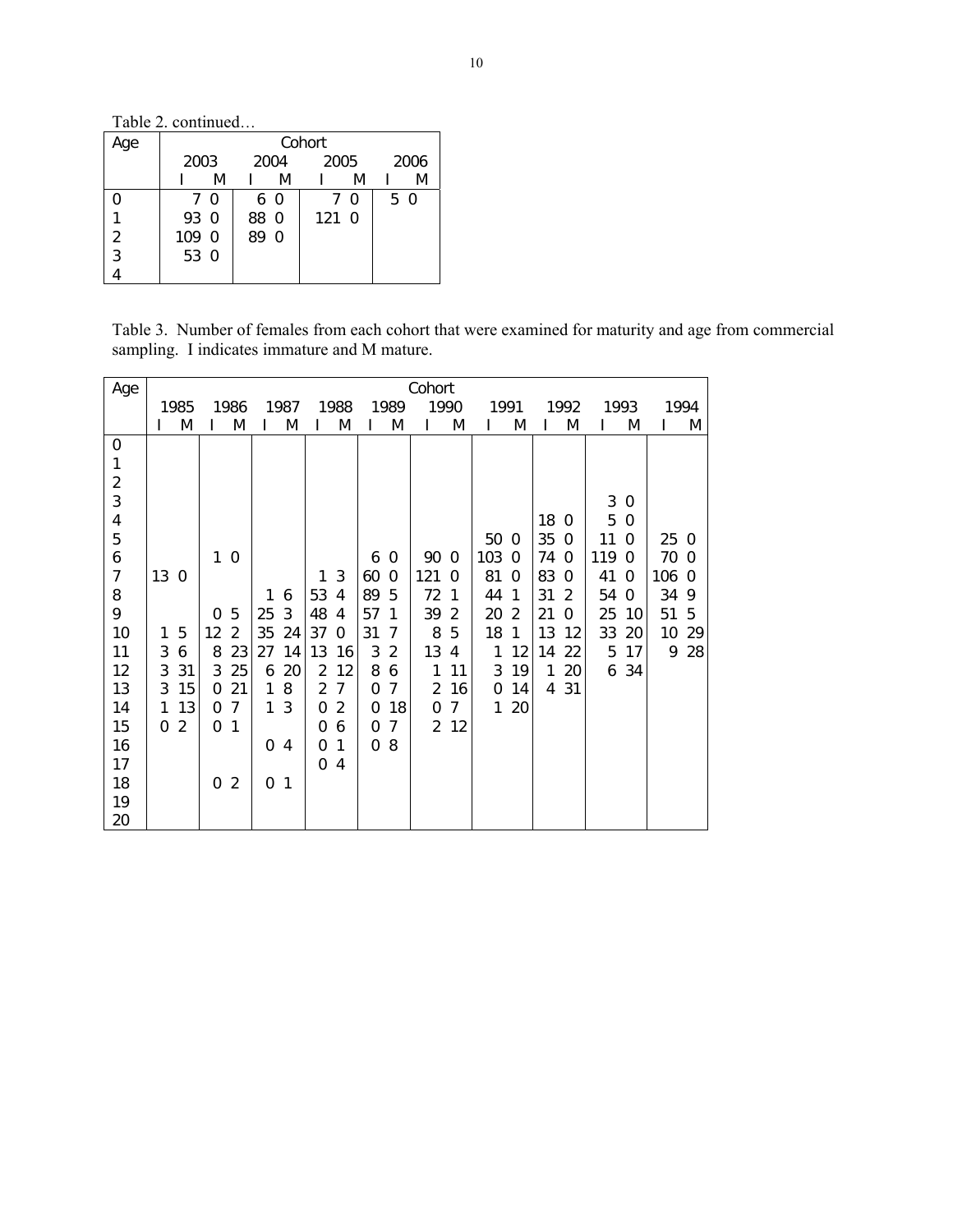Table 2. continued…

| Age | Cohort | | | | | | | |
|---|---|---|---|---|---|---|---|---|
| | 2003 | | 2004 | | 2005 | | 2006 | |
| | I | M | I | M | I | M | I | M |
| 0 | 7 | 0 | 6 | 0 | 7 | 0 | 5 | 0 |
| 1 | 93 | 0 | 88 | 0 | 121 | 0 | | |
| 2 | 109 | 0 | 89 | 0 | | | | |
| 3 | 53 | 0 | | | | | | |
| 4 | | | | | | | | |

Table 3. Number of females from each cohort that were examined for maturity and age from commercial sampling. I indicates immature and M mature.

| Age | Cohort | | | | | | | | | | | | | | | | | | | |
|---|---|---|---|---|---|---|---|---|---|---|---|---|---|---|---|---|---|---|---|---|
| | 1985 | | 1986 | | 1987 | | 1988 | | 1989 | | 1990 | | 1991 | | 1992 | | 1993 | | 1994 | |
| | I | M | I | M | I | M | I | M | I | M | I | M | I | M | I | M | I | M | I | M |
| 0 | | | | | | | | | | | | | | | | | | | | |
| 1 | | | | | | | | | | | | | | | | | | | | |
| 2 | | | | | | | | | | | | | | | | | | | | |
| 3 | | | | | | | | | | | | | | | | | 3 | 0 | | |
| 4 | | | | | | | | | | | | | | | 18 | 0 | 5 | 0 | | |
| 5 | | | | | | | | | | | | | 50 | 0 | 35 | 0 | 11 | 0 | 25 | 0 |
| 6 | | | 1 | 0 | | | | | 6 | 0 | 90 | 0 | 103 | 0 | 74 | 0 | 119 | 0 | 70 | 0 |
| 7 | 13 | 0 | | | | | 1 | 3 | 60 | 0 | 121 | 0 | 81 | 0 | 83 | 0 | 41 | 0 | 106 | 0 |
| 8 | | | | | 1 | 6 | 53 | 4 | 89 | 5 | 72 | 1 | 44 | 1 | 31 | 2 | 54 | 0 | 34 | 9 |
| 9 | | | 0 | 5 | 25 | 3 | 48 | 4 | 57 | 1 | 39 | 2 | 20 | 2 | 21 | 0 | 25 | 10 | 51 | 5 |
| 10 | 1 | 5 | 12 | 2 | 35 | 24 | 37 | 0 | 31 | 7 | 8 | 5 | 18 | 1 | 13 | 12 | 33 | 20 | 10 | 29 |
| 11 | 3 | 6 | 8 | 23 | 27 | 14 | 13 | 16 | 3 | 2 | 13 | 4 | 1 | 12 | 14 | 22 | 5 | 17 | 9 | 28 |
| 12 | 3 | 31 | 3 | 25 | 6 | 20 | 2 | 12 | 8 | 6 | 1 | 11 | 3 | 19 | 1 | 20 | 6 | 34 | | |
| 13 | 3 | 15 | 0 | 21 | 1 | 8 | 2 | 7 | 0 | 7 | 2 | 16 | 0 | 14 | 4 | 31 | | | | |
| 14 | 1 | 13 | 0 | 7 | 1 | 3 | 0 | 2 | 0 | 18 | 0 | 7 | 1 | 20 | | | | | | |
| 15 | 0 | 2 | 0 | 1 | | | 0 | 6 | 0 | 7 | 2 | 12 | | | | | | | | |
| 16 | | | | | 0 | 4 | 0 | 1 | 0 | 8 | | | | | | | | | | |
| 17 | | | | | | | 0 | 4 | | | | | | | | | | | | |
| 18 | | | 0 | 2 | 0 | 1 | | | | | | | | | | | | | | |
| 19 | | | | | | | | | | | | | | | | | | | | |
| 20 | | | | | | | | | | | | | | | | | | | | |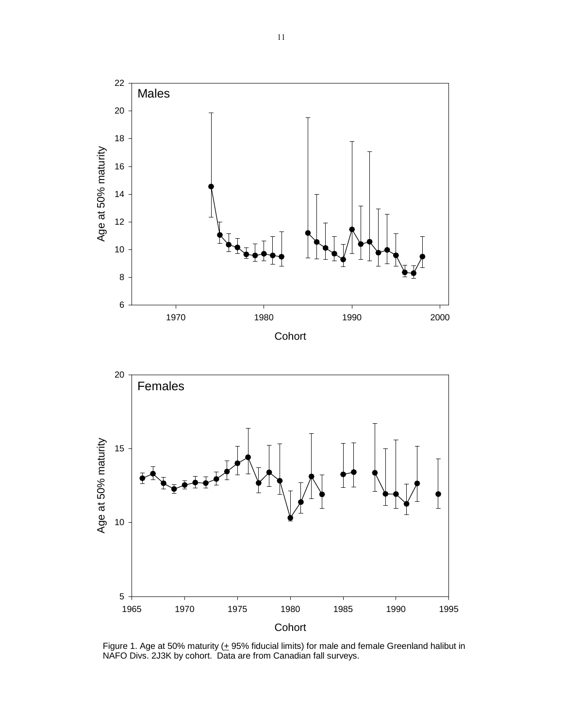Figure 1. Age at 50% maturity (+ 95% fiducial limits) for male and female Greenland halibut in NAFO Divs. 2J3K by cohort. Data are from Canadian fall surveys.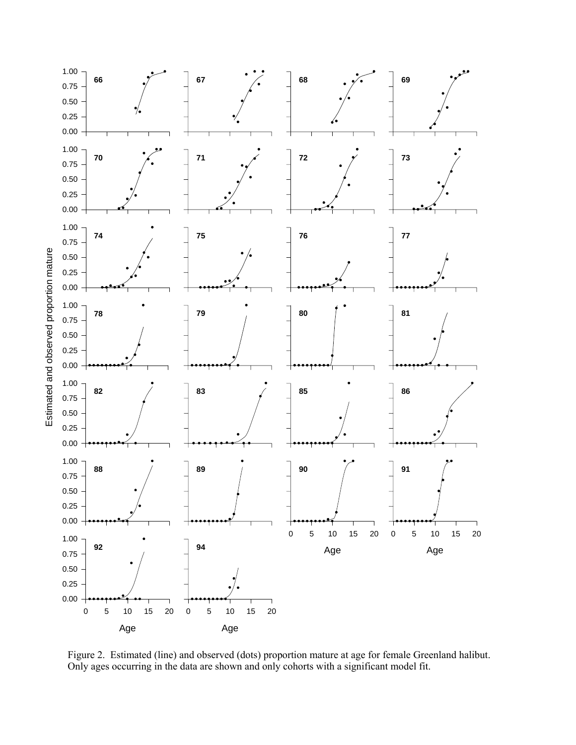Figure 2. Estimated (line) and observed (dots) proportion mature at age for female Greenland halibut. Only ages occurring in the data are shown and only cohorts with a significant model fit.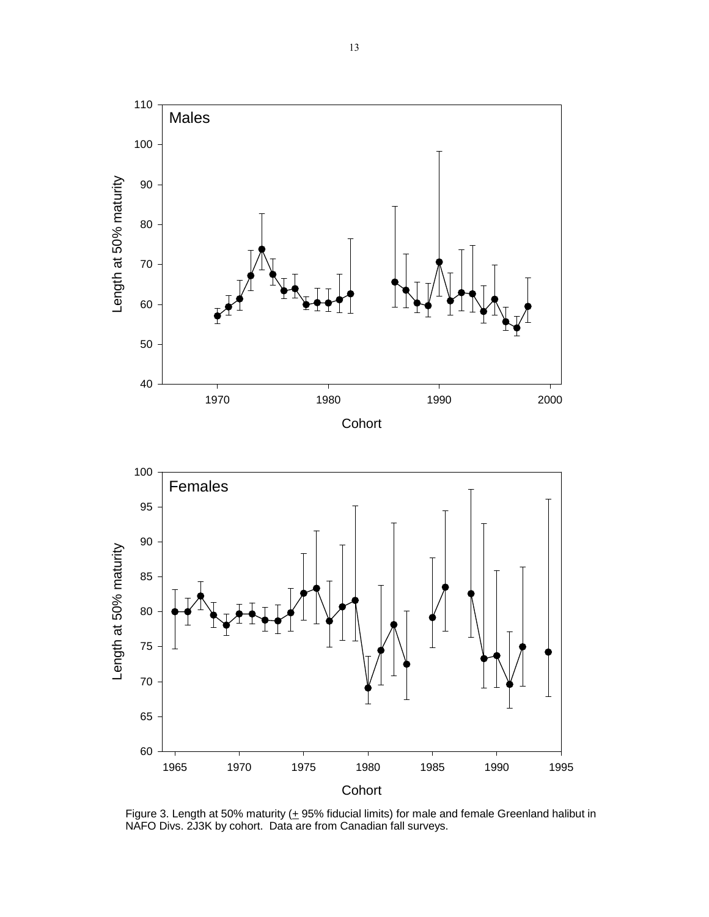Figure 3. Length at 50% maturity (± 95% fiducial limits) for male and female Greenland halibut in NAFO Divs. 2J3K by cohort. Data are from Canadian fall surveys.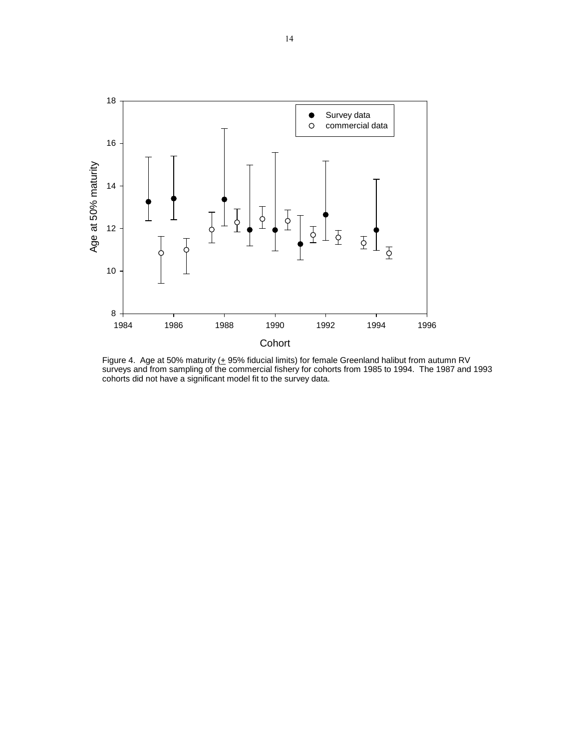Figure 4. Age at 50% maturity (+ 95% fiducial limits) for female Greenland halibut from autumn RV surveys and from sampling of the commercial fishery for cohorts from 1985 to 1994. The 1987 and 1993 cohorts did not have a significant model fit to the survey data.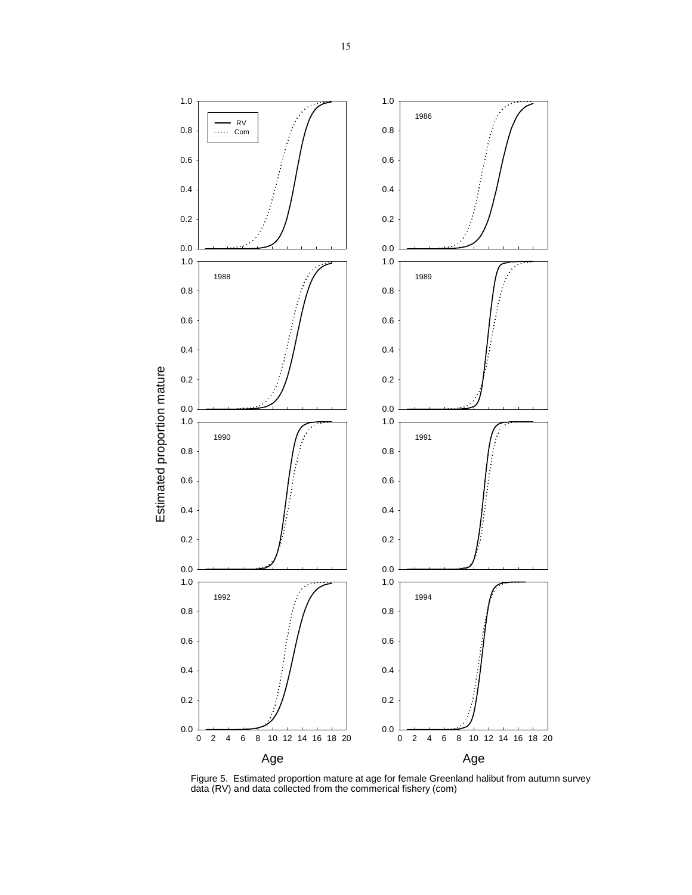Figure 5. Estimated proportion mature at age for female Greenland halibut from autumn survey data (RV) and data collected from the commerical fishery (com)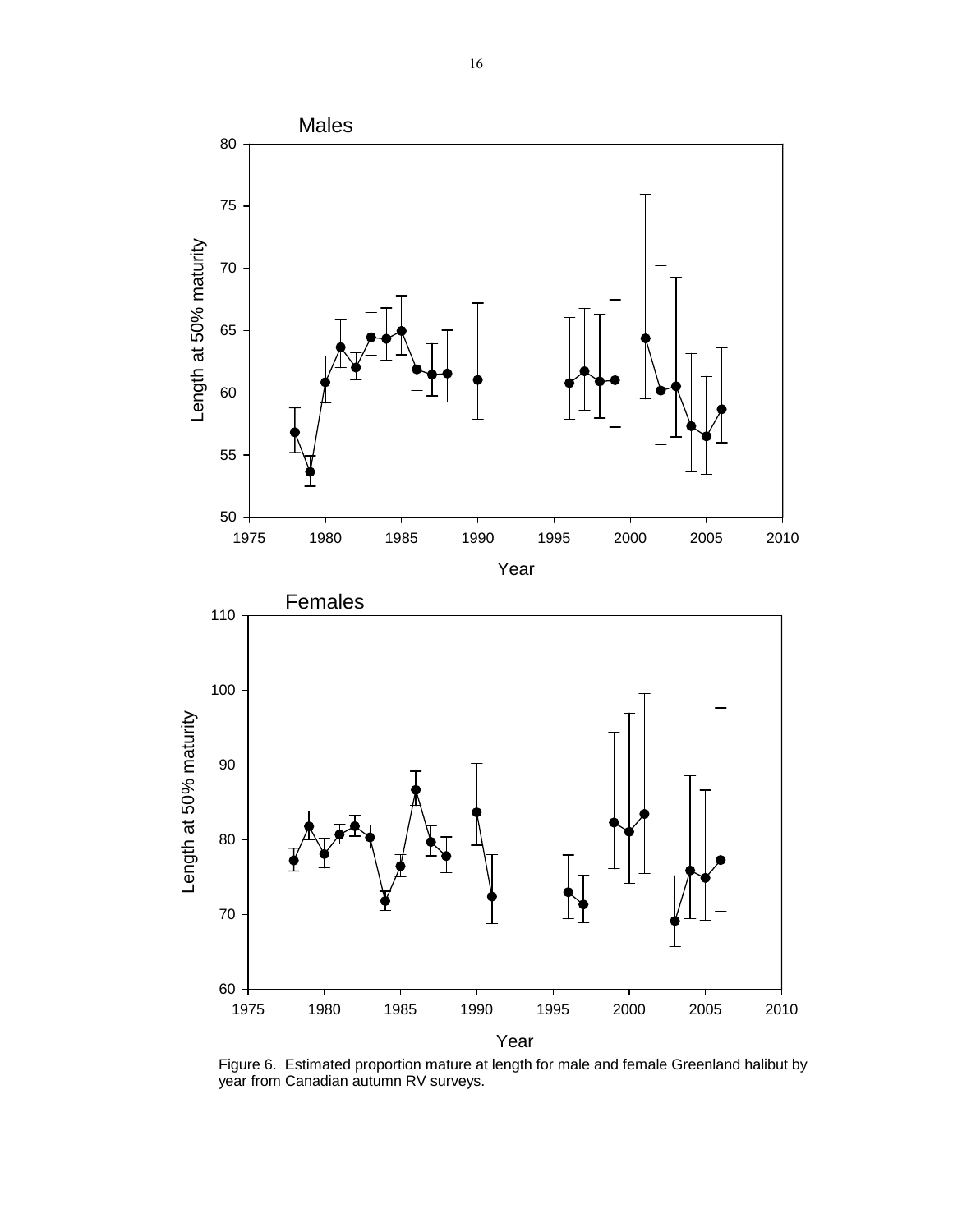Figure 6. Estimated proportion mature at length for male and female Greenland halibut by year from Canadian autumn RV surveys.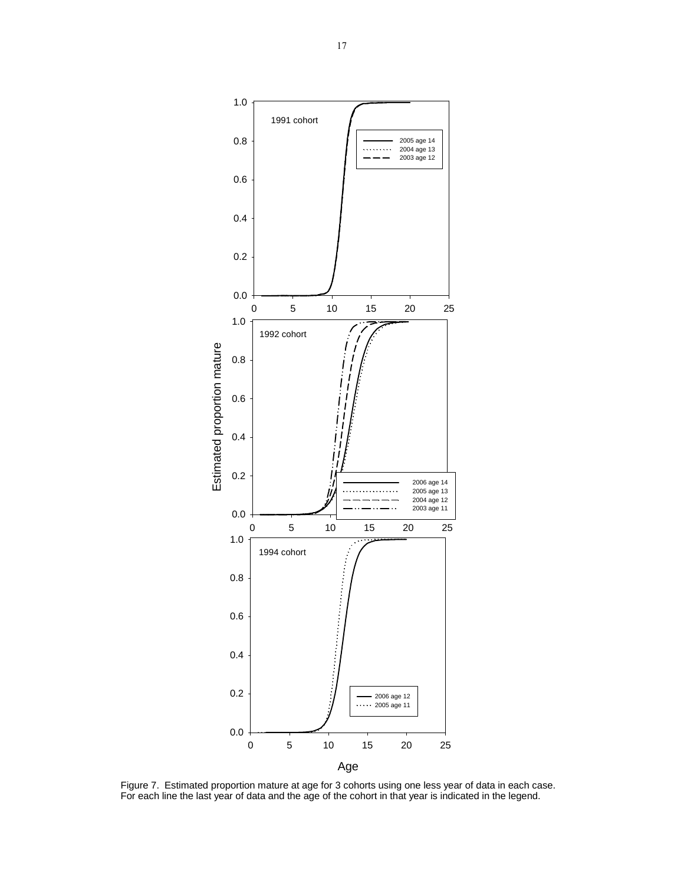1991 cohort

2005 age 14
2004 age 13
2003 age 12

1992 cohort

2006 age 14
2005 age 13
2004 age 12
2003 age 11

1994 cohort

2006 age 12
2005 age 11

Estimated proportion mature

Age

1.0
0.8
0.6
0.4
0.2
0.0

0 5 10 15 20 25

Figure 7. Estimated proportion mature at age for 3 cohorts using one less year of data in each case. For each line the last year of data and the age of the cohort in that year is indicated in the legend.